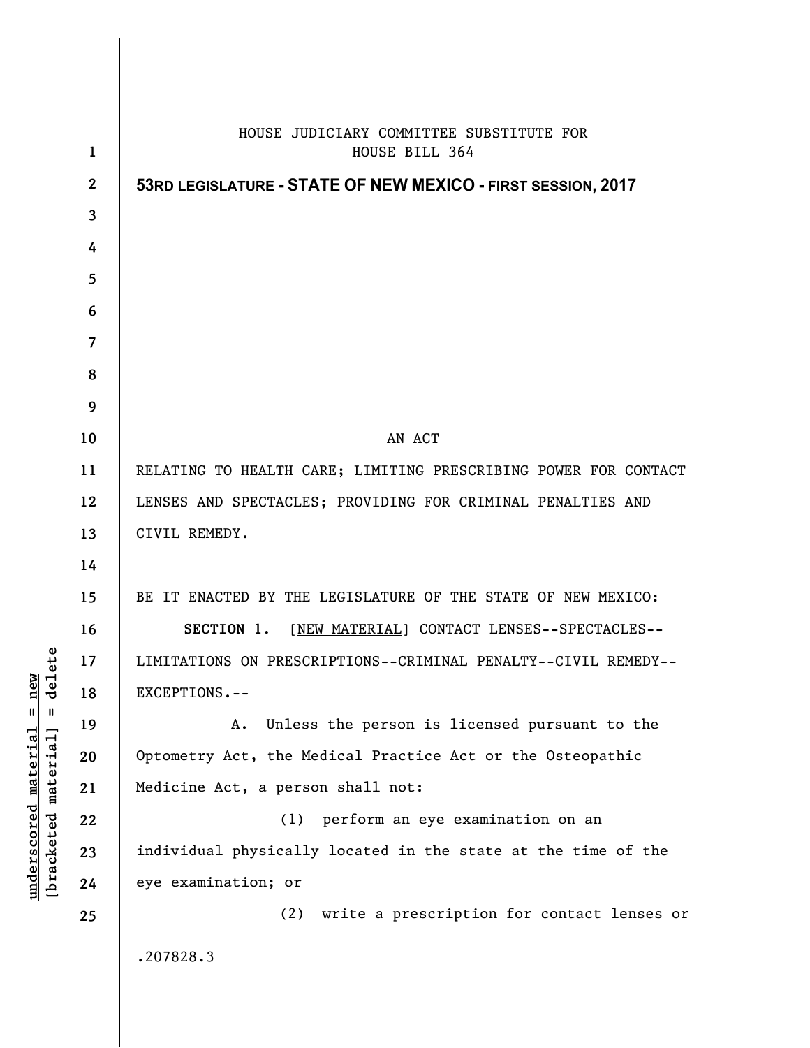HOUSE JUDICIARY COMMITTEE SUBSTITUTE FOR
HOUSE BILL 364

**53RD LEGISLATURE - STATE OF NEW MEXICO - FIRST SESSION, 2017**

AN ACT

RELATING TO HEALTH CARE; LIMITING PRESCRIBING POWER FOR CONTACT LENSES AND SPECTACLES; PROVIDING FOR CRIMINAL PENALTIES AND CIVIL REMEDY.

BE IT ENACTED BY THE LEGISLATURE OF THE STATE OF NEW MEXICO:

**SECTION 1.** [NEW MATERIAL] CONTACT LENSES--SPECTACLES--LIMITATIONS ON PRESCRIPTIONS--CRIMINAL PENALTY--CIVIL REMEDY--EXCEPTIONS.--

A. Unless the person is licensed pursuant to the Optometry Act, the Medical Practice Act or the Osteopathic Medicine Act, a person shall not:

(1) perform an eye examination on an individual physically located in the state at the time of the eye examination; or

(2) write a prescription for contact lenses or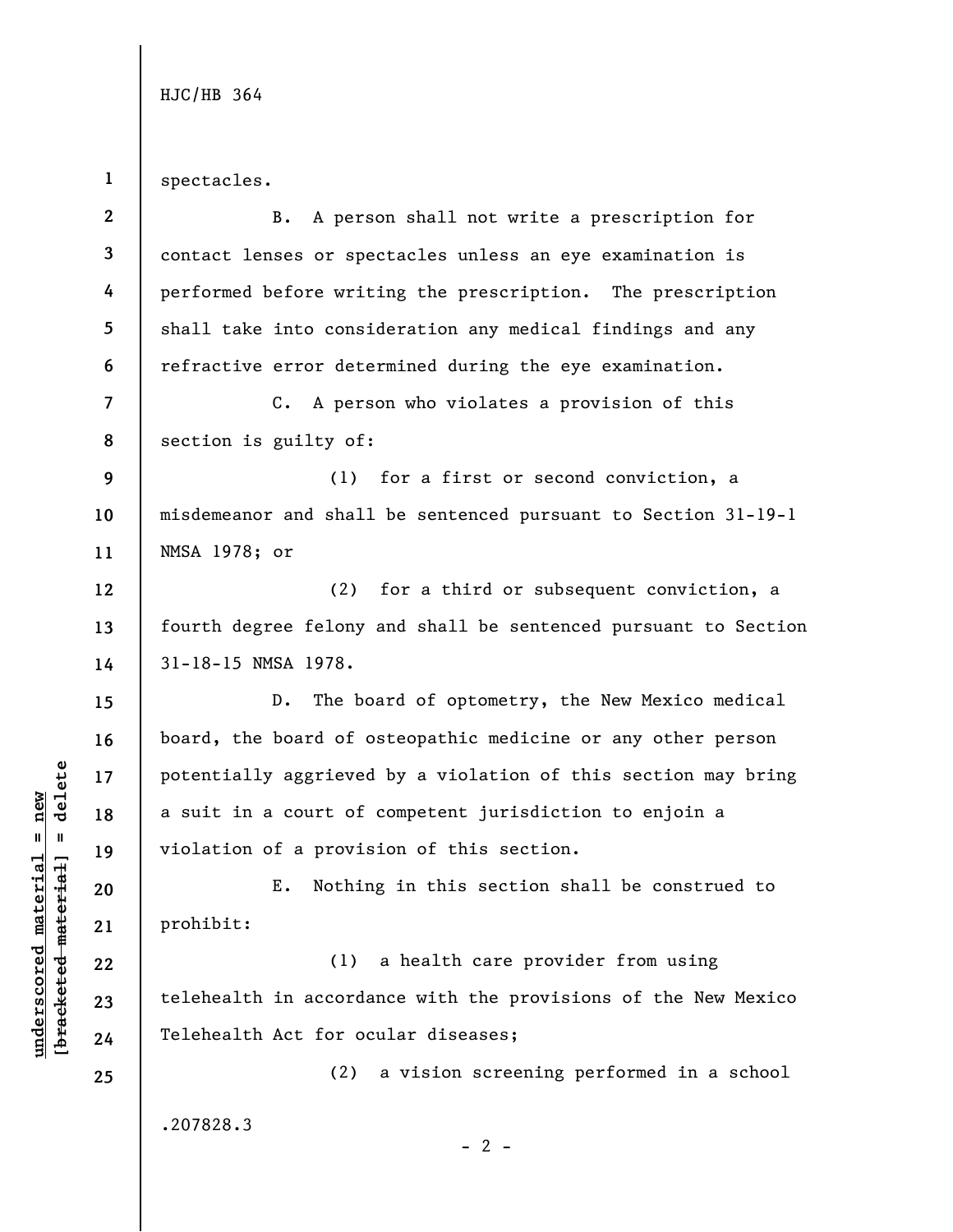spectacles.

B. A person shall not write a prescription for contact lenses or spectacles unless an eye examination is performed before writing the prescription. The prescription shall take into consideration any medical findings and any refractive error determined during the eye examination.

C. A person who violates a provision of this section is guilty of:

(1) for a first or second conviction, a misdemeanor and shall be sentenced pursuant to Section 31-19-1 NMSA 1978; or

(2) for a third or subsequent conviction, a fourth degree felony and shall be sentenced pursuant to Section 31-18-15 NMSA 1978.

D. The board of optometry, the New Mexico medical board, the board of osteopathic medicine or any other person potentially aggrieved by a violation of this section may bring a suit in a court of competent jurisdiction to enjoin a violation of a provision of this section.

E. Nothing in this section shall be construed to prohibit:

(1) a health care provider from using telehealth in accordance with the provisions of the New Mexico Telehealth Act for ocular diseases;

(2) a vision screening performed in a school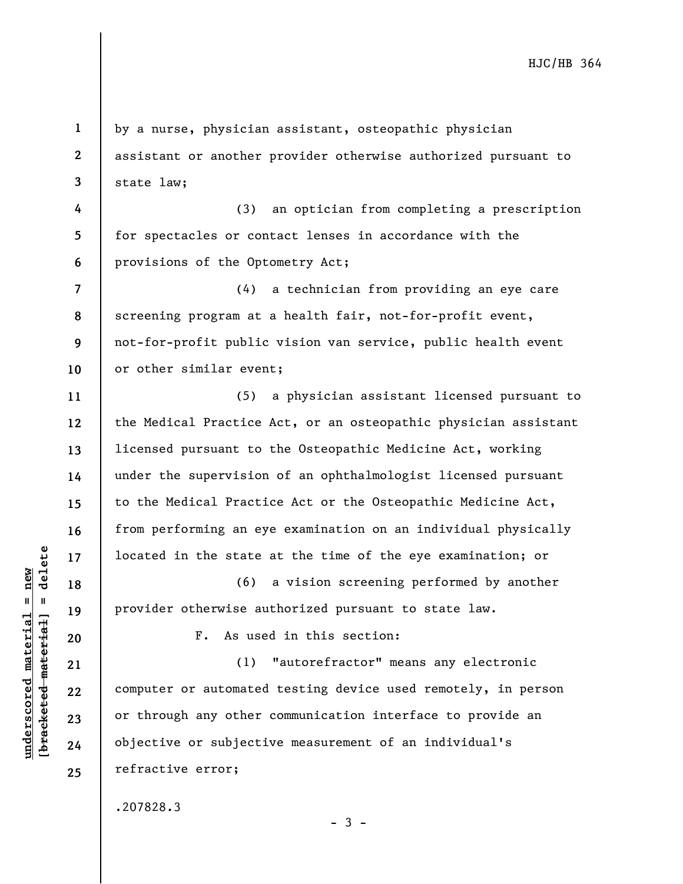by a nurse, physician assistant, osteopathic physician assistant or another provider otherwise authorized pursuant to state law;

(3) an optician from completing a prescription for spectacles or contact lenses in accordance with the provisions of the Optometry Act;

(4) a technician from providing an eye care screening program at a health fair, not-for-profit event, not-for-profit public vision van service, public health event or other similar event;

(5) a physician assistant licensed pursuant to the Medical Practice Act, or an osteopathic physician assistant licensed pursuant to the Osteopathic Medicine Act, working under the supervision of an ophthalmologist licensed pursuant to the Medical Practice Act or the Osteopathic Medicine Act, from performing an eye examination on an individual physically located in the state at the time of the eye examination; or

(6) a vision screening performed by another provider otherwise authorized pursuant to state law.

F. As used in this section:

(1) "autorefractor" means any electronic computer or automated testing device used remotely, in person or through any other communication interface to provide an objective or subjective measurement of an individual's refractive error;

.207828.3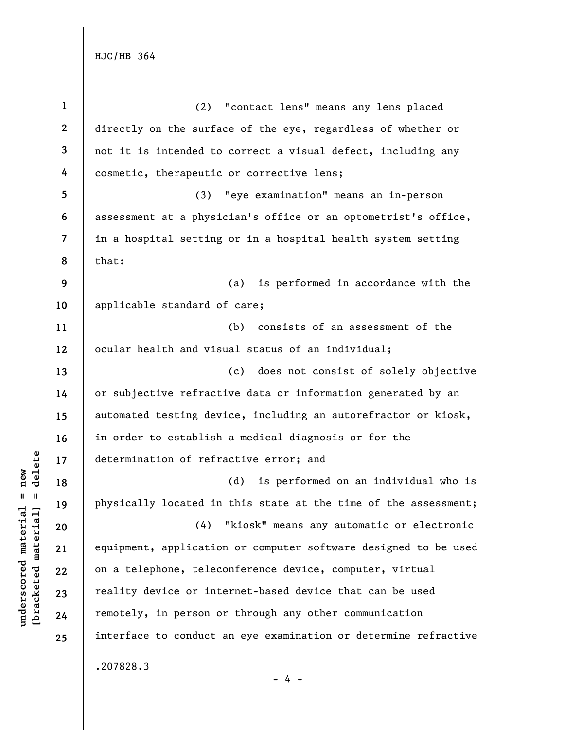(2) "contact lens" means any lens placed directly on the surface of the eye, regardless of whether or not it is intended to correct a visual defect, including any cosmetic, therapeutic or corrective lens;

(3) "eye examination" means an in-person assessment at a physician's office or an optometrist's office, in a hospital setting or in a hospital health system setting that:

(a) is performed in accordance with the applicable standard of care;

(b) consists of an assessment of the ocular health and visual status of an individual;

(c) does not consist of solely objective or subjective refractive data or information generated by an automated testing device, including an autorefractor or kiosk, in order to establish a medical diagnosis or for the determination of refractive error; and

(d) is performed on an individual who is physically located in this state at the time of the assessment;

(4) "kiosk" means any automatic or electronic equipment, application or computer software designed to be used on a telephone, teleconference device, computer, virtual reality device or internet-based device that can be used remotely, in person or through any other communication interface to conduct an eye examination or determine refractive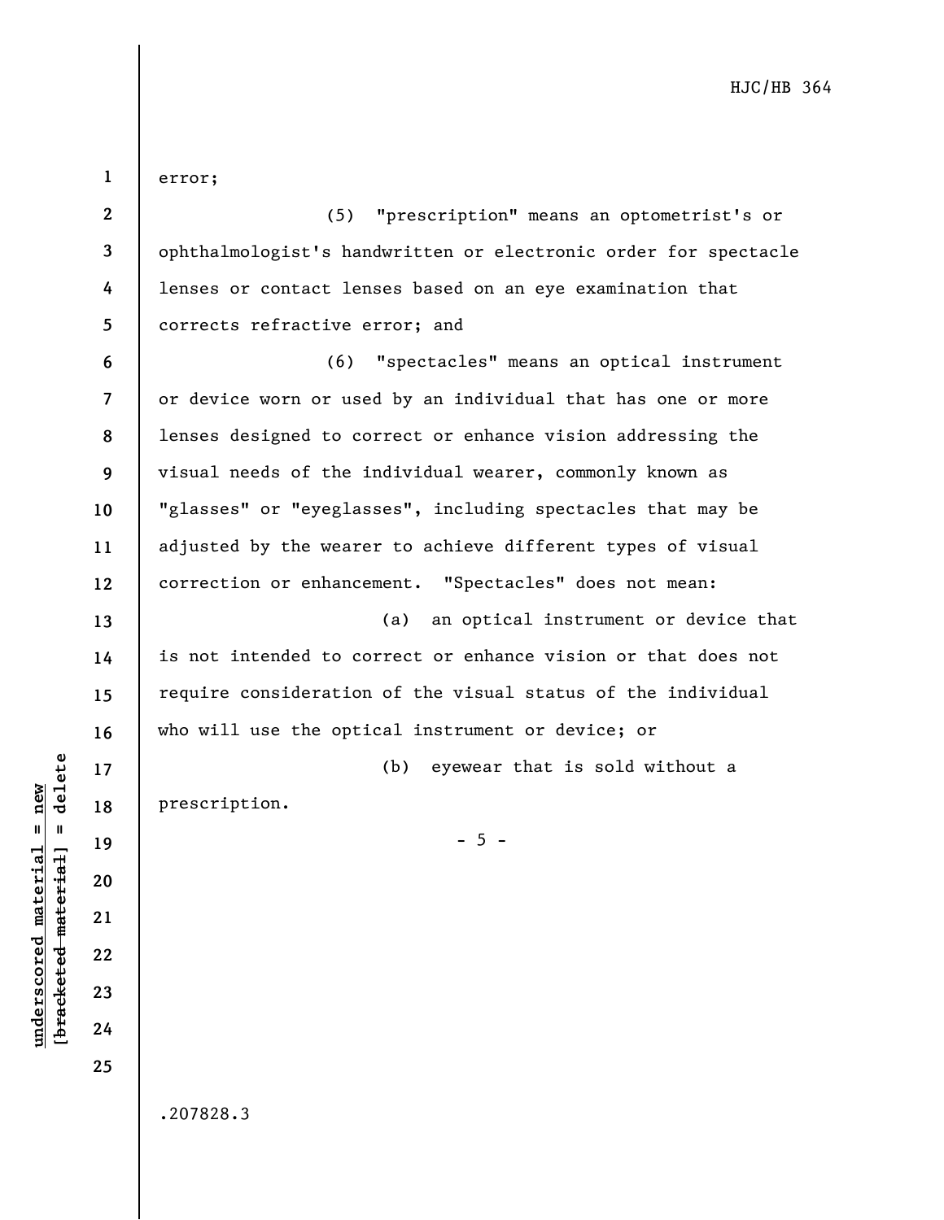error;

(5) "prescription" means an optometrist's or ophthalmologist's handwritten or electronic order for spectacle lenses or contact lenses based on an eye examination that corrects refractive error; and

(6) "spectacles" means an optical instrument or device worn or used by an individual that has one or more lenses designed to correct or enhance vision addressing the visual needs of the individual wearer, commonly known as "glasses" or "eyeglasses", including spectacles that may be adjusted by the wearer to achieve different types of visual correction or enhancement. "Spectacles" does not mean:

(a) an optical instrument or device that is not intended to correct or enhance vision or that does not require consideration of the visual status of the individual who will use the optical instrument or device; or

(b) eyewear that is sold without a prescription.